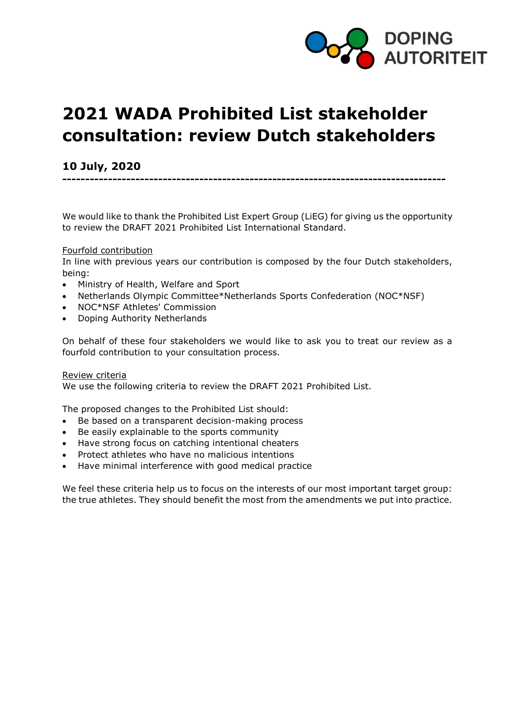# 2021 WADA Prohibited List stakeholder consultation: review Dutch stakeholders

## 10 July, 2020

---

We would like to thank the Prohibited List Expert Group (LiEG) for giving us the opportunity to review the DRAFT 2021 Prohibited List International Standard.

<u>Fourfold contribution</u>

In line with previous years our contribution is composed by the four Dutch stakeholders, being:

- Ministry of Health, Welfare and Sport
- Netherlands Olympic Committee*Netherlands Sports Confederation (NOC*NSF)
- NOC*NSF Athletes' Commission
- Doping Authority Netherlands

On behalf of these four stakeholders we would like to ask you to treat our review as a fourfold contribution to your consultation process.

<u>Review criteria</u>

We use the following criteria to review the DRAFT 2021 Prohibited List.

The proposed changes to the Prohibited List should:

- Be based on a transparent decision-making process
- Be easily explainable to the sports community
- Have strong focus on catching intentional cheaters
- Protect athletes who have no malicious intentions
- Have minimal interference with good medical practice

We feel these criteria help us to focus on the interests of our most important target group: the true athletes. They should benefit the most from the amendments we put into practice.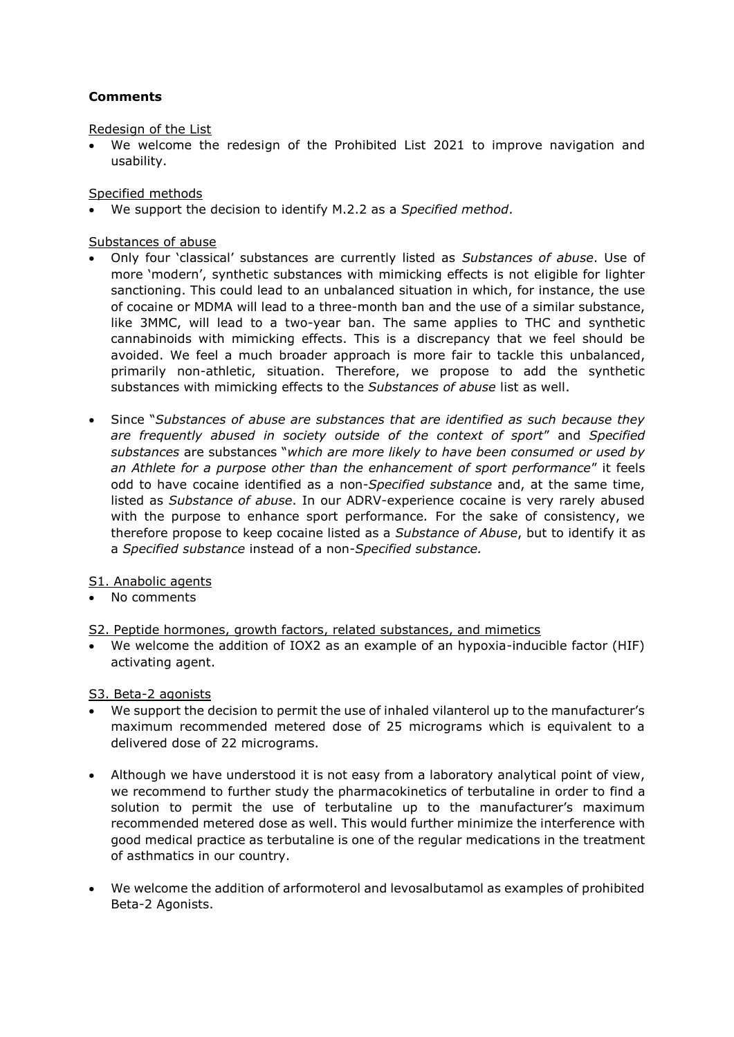**Comments**

Redesign of the List

- We welcome the redesign of the Prohibited List 2021 to improve navigation and usability.

Specified methods

- We support the decision to identify M.2.2 as a *Specified method*.

Substances of abuse

- Only four 'classical' substances are currently listed as *Substances of abuse*. Use of more 'modern', synthetic substances with mimicking effects is not eligible for lighter sanctioning. This could lead to an unbalanced situation in which, for instance, the use of cocaine or MDMA will lead to a three-month ban and the use of a similar substance, like 3MMC, will lead to a two-year ban. The same applies to THC and synthetic cannabinoids with mimicking effects. This is a discrepancy that we feel should be avoided. We feel a much broader approach is more fair to tackle this unbalanced, primarily non-athletic, situation. Therefore, we propose to add the synthetic substances with mimicking effects to the *Substances of abuse* list as well.

- Since "*Substances of abuse are substances that are identified as such because they are frequently abused in society outside of the context of sport*" and *Specified substances* are substances "*which are more likely to have been consumed or used by an Athlete for a purpose other than the enhancement of sport performance*" it feels odd to have cocaine identified as a non-*Specified substance* and, at the same time, listed as *Substance of abuse*. In our ADRV-experience cocaine is very rarely abused with the purpose to enhance sport performance. For the sake of consistency, we therefore propose to keep cocaine listed as a *Substance of Abuse*, but to identify it as a *Specified substance* instead of a non-*Specified substance.*

S1. Anabolic agents

- No comments

S2. Peptide hormones, growth factors, related substances, and mimetics

- We welcome the addition of IOX2 as an example of an hypoxia-inducible factor (HIF) activating agent.

S3. Beta-2 agonists

- We support the decision to permit the use of inhaled vilanterol up to the manufacturer's maximum recommended metered dose of 25 micrograms which is equivalent to a delivered dose of 22 micrograms.

- Although we have understood it is not easy from a laboratory analytical point of view, we recommend to further study the pharmacokinetics of terbutaline in order to find a solution to permit the use of terbutaline up to the manufacturer's maximum recommended metered dose as well. This would further minimize the interference with good medical practice as terbutaline is one of the regular medications in the treatment of asthmatics in our country.

- We welcome the addition of arformoterol and levosalbutamol as examples of prohibited Beta-2 Agonists.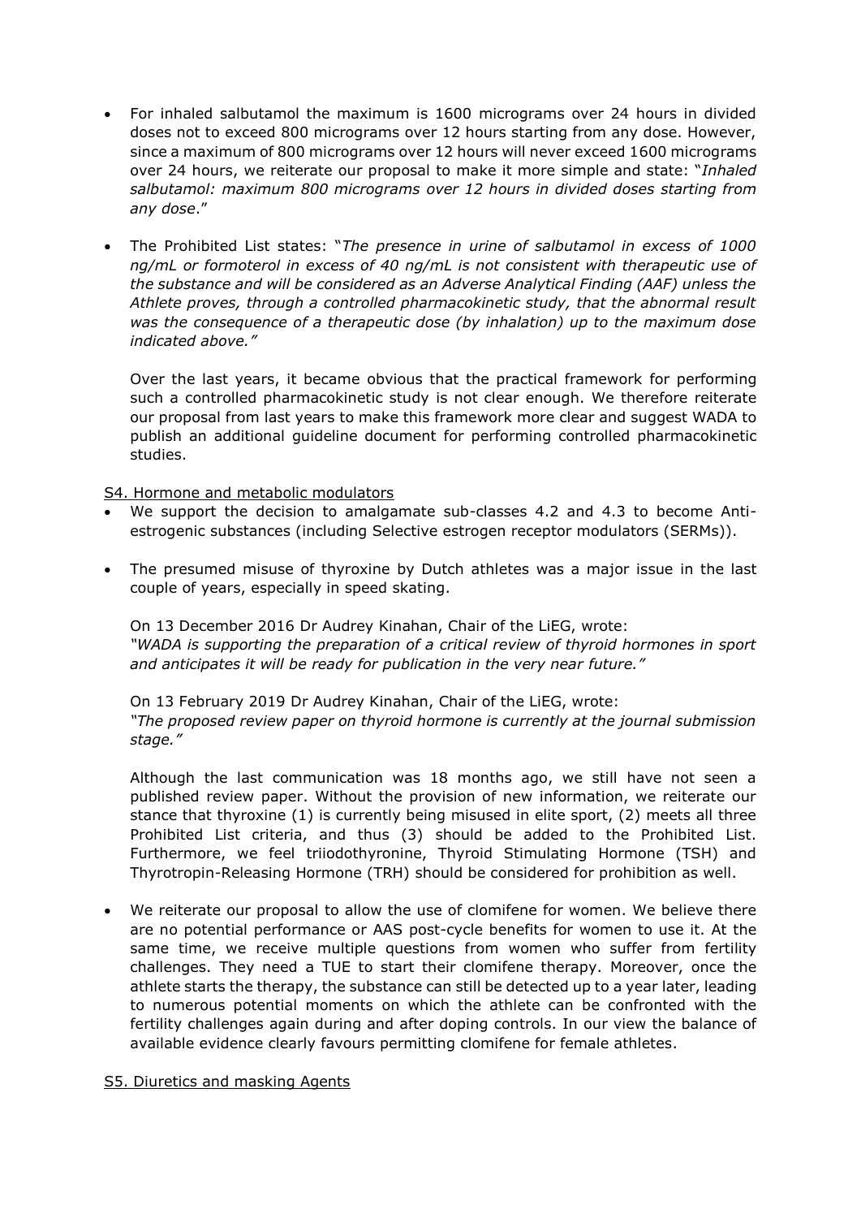- For inhaled salbutamol the maximum is 1600 micrograms over 24 hours in divided doses not to exceed 800 micrograms over 12 hours starting from any dose. However, since a maximum of 800 micrograms over 12 hours will never exceed 1600 micrograms over 24 hours, we reiterate our proposal to make it more simple and state: "*Inhaled salbutamol: maximum 800 micrograms over 12 hours in divided doses starting from any dose*."

- The Prohibited List states: "*The presence in urine of salbutamol in excess of 1000 ng/mL or formoterol in excess of 40 ng/mL is not consistent with therapeutic use of the substance and will be considered as an Adverse Analytical Finding (AAF) unless the Athlete proves, through a controlled pharmacokinetic study, that the abnormal result was the consequence of a therapeutic dose (by inhalation) up to the maximum dose indicated above.*"

  Over the last years, it became obvious that the practical framework for performing such a controlled pharmacokinetic study is not clear enough. We therefore reiterate our proposal from last years to make this framework more clear and suggest WADA to publish an additional guideline document for performing controlled pharmacokinetic studies.

<u>S4. Hormone and metabolic modulators</u>

- We support the decision to amalgamate sub-classes 4.2 and 4.3 to become Anti-estrogenic substances (including Selective estrogen receptor modulators (SERMs)).

- The presumed misuse of thyroxine by Dutch athletes was a major issue in the last couple of years, especially in speed skating.

  On 13 December 2016 Dr Audrey Kinahan, Chair of the LiEG, wrote:
  *"WADA is supporting the preparation of a critical review of thyroid hormones in sport and anticipates it will be ready for publication in the very near future."*

  On 13 February 2019 Dr Audrey Kinahan, Chair of the LiEG, wrote:
  *"The proposed review paper on thyroid hormone is currently at the journal submission stage."*

  Although the last communication was 18 months ago, we still have not seen a published review paper. Without the provision of new information, we reiterate our stance that thyroxine (1) is currently being misused in elite sport, (2) meets all three Prohibited List criteria, and thus (3) should be added to the Prohibited List. Furthermore, we feel triiodothyronine, Thyroid Stimulating Hormone (TSH) and Thyrotropin-Releasing Hormone (TRH) should be considered for prohibition as well.

- We reiterate our proposal to allow the use of clomifene for women. We believe there are no potential performance or AAS post-cycle benefits for women to use it. At the same time, we receive multiple questions from women who suffer from fertility challenges. They need a TUE to start their clomifene therapy. Moreover, once the athlete starts the therapy, the substance can still be detected up to a year later, leading to numerous potential moments on which the athlete can be confronted with the fertility challenges again during and after doping controls. In our view the balance of available evidence clearly favours permitting clomifene for female athletes.

<u>S5. Diuretics and masking Agents</u>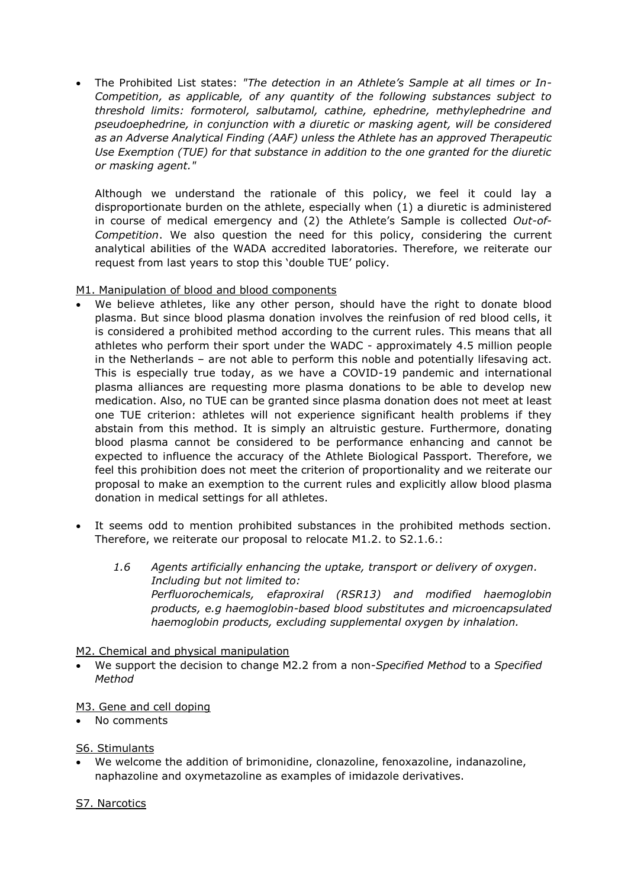- The Prohibited List states: *"The detection in an Athlete's Sample at all times or In-Competition, as applicable, of any quantity of the following substances subject to threshold limits: formoterol, salbutamol, cathine, ephedrine, methylephedrine and pseudoephedrine, in conjunction with a diuretic or masking agent, will be considered as an Adverse Analytical Finding (AAF) unless the Athlete has an approved Therapeutic Use Exemption (TUE) for that substance in addition to the one granted for the diuretic or masking agent."*

  Although we understand the rationale of this policy, we feel it could lay a disproportionate burden on the athlete, especially when (1) a diuretic is administered in course of medical emergency and (2) the Athlete's Sample is collected *Out-of-Competition*. We also question the need for this policy, considering the current analytical abilities of the WADA accredited laboratories. Therefore, we reiterate our request from last years to stop this 'double TUE' policy.

<u>M1. Manipulation of blood and blood components</u>

- We believe athletes, like any other person, should have the right to donate blood plasma. But since blood plasma donation involves the reinfusion of red blood cells, it is considered a prohibited method according to the current rules. This means that all athletes who perform their sport under the WADC - approximately 4.5 million people in the Netherlands – are not able to perform this noble and potentially lifesaving act. This is especially true today, as we have a COVID-19 pandemic and international plasma alliances are requesting more plasma donations to be able to develop new medication. Also, no TUE can be granted since plasma donation does not meet at least one TUE criterion: athletes will not experience significant health problems if they abstain from this method. It is simply an altruistic gesture. Furthermore, donating blood plasma cannot be considered to be performance enhancing and cannot be expected to influence the accuracy of the Athlete Biological Passport. Therefore, we feel this prohibition does not meet the criterion of proportionality and we reiterate our proposal to make an exemption to the current rules and explicitly allow blood plasma donation in medical settings for all athletes.

- It seems odd to mention prohibited substances in the prohibited methods section. Therefore, we reiterate our proposal to relocate M1.2. to S2.1.6.:

  *1.6 Agents artificially enhancing the uptake, transport or delivery of oxygen. Including but not limited to:*
  *Perfluorochemicals, efaproxiral (RSR13) and modified haemoglobin products, e.g haemoglobin-based blood substitutes and microencapsulated haemoglobin products, excluding supplemental oxygen by inhalation.*

<u>M2. Chemical and physical manipulation</u>

- We support the decision to change M2.2 from a non-*Specified Method* to a *Specified Method*

<u>M3. Gene and cell doping</u>

- No comments

<u>S6. Stimulants</u>

- We welcome the addition of brimonidine, clonazoline, fenoxazoline, indanazoline, naphazoline and oxymetazoline as examples of imidazole derivatives.

<u>S7. Narcotics</u>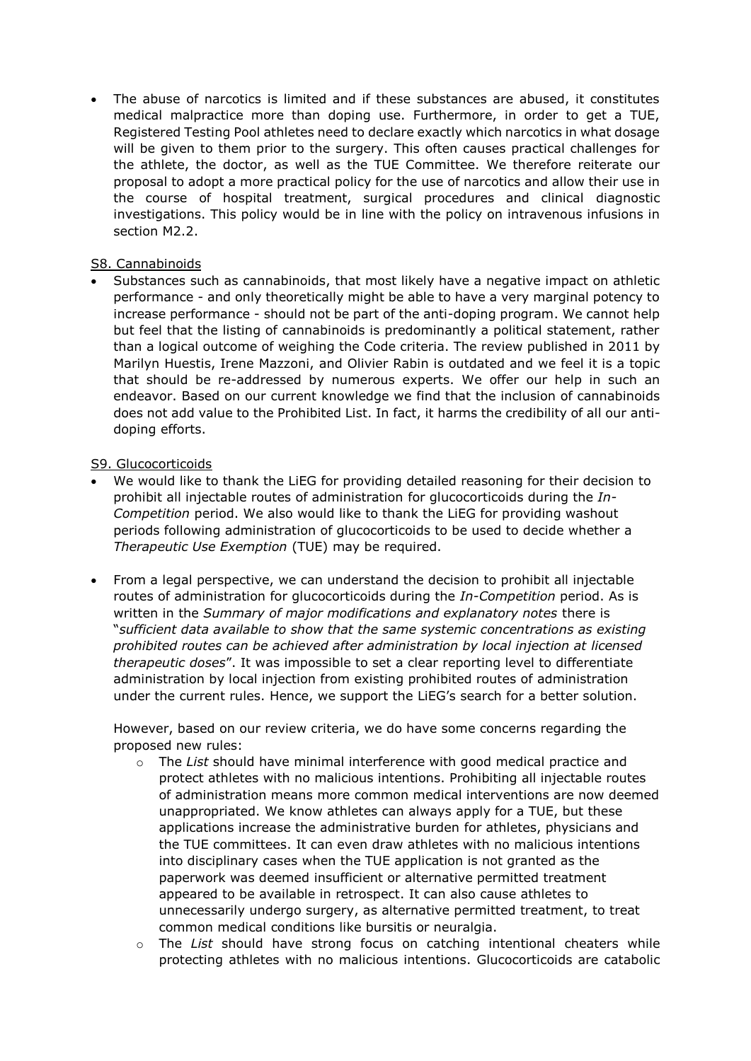- The abuse of narcotics is limited and if these substances are abused, it constitutes medical malpractice more than doping use. Furthermore, in order to get a TUE, Registered Testing Pool athletes need to declare exactly which narcotics in what dosage will be given to them prior to the surgery. This often causes practical challenges for the athlete, the doctor, as well as the TUE Committee. We therefore reiterate our proposal to adopt a more practical policy for the use of narcotics and allow their use in the course of hospital treatment, surgical procedures and clinical diagnostic investigations. This policy would be in line with the policy on intravenous infusions in section M2.2.

S8. Cannabinoids

- Substances such as cannabinoids, that most likely have a negative impact on athletic performance - and only theoretically might be able to have a very marginal potency to increase performance - should not be part of the anti-doping program. We cannot help but feel that the listing of cannabinoids is predominantly a political statement, rather than a logical outcome of weighing the Code criteria. The review published in 2011 by Marilyn Huestis, Irene Mazzoni, and Olivier Rabin is outdated and we feel it is a topic that should be re-addressed by numerous experts. We offer our help in such an endeavor. Based on our current knowledge we find that the inclusion of cannabinoids does not add value to the Prohibited List. In fact, it harms the credibility of all our anti-doping efforts.

S9. Glucocorticoids

- We would like to thank the LiEG for providing detailed reasoning for their decision to prohibit all injectable routes of administration for glucocorticoids during the *In-Competition* period. We also would like to thank the LiEG for providing washout periods following administration of glucocorticoids to be used to decide whether a *Therapeutic Use Exemption* (TUE) may be required.

- From a legal perspective, we can understand the decision to prohibit all injectable routes of administration for glucocorticoids during the *In-Competition* period. As is written in the *Summary of major modifications and explanatory notes* there is "*sufficient data available to show that the same systemic concentrations as existing prohibited routes can be achieved after administration by local injection at licensed therapeutic doses*". It was impossible to set a clear reporting level to differentiate administration by local injection from existing prohibited routes of administration under the current rules. Hence, we support the LiEG's search for a better solution.

  However, based on our review criteria, we do have some concerns regarding the proposed new rules:

  - The *List* should have minimal interference with good medical practice and protect athletes with no malicious intentions. Prohibiting all injectable routes of administration means more common medical interventions are now deemed unappropriated. We know athletes can always apply for a TUE, but these applications increase the administrative burden for athletes, physicians and the TUE committees. It can even draw athletes with no malicious intentions into disciplinary cases when the TUE application is not granted as the paperwork was deemed insufficient or alternative permitted treatment appeared to be available in retrospect. It can also cause athletes to unnecessarily undergo surgery, as alternative permitted treatment, to treat common medical conditions like bursitis or neuralgia.
  - The *List* should have strong focus on catching intentional cheaters while protecting athletes with no malicious intentions. Glucocorticoids are catabolic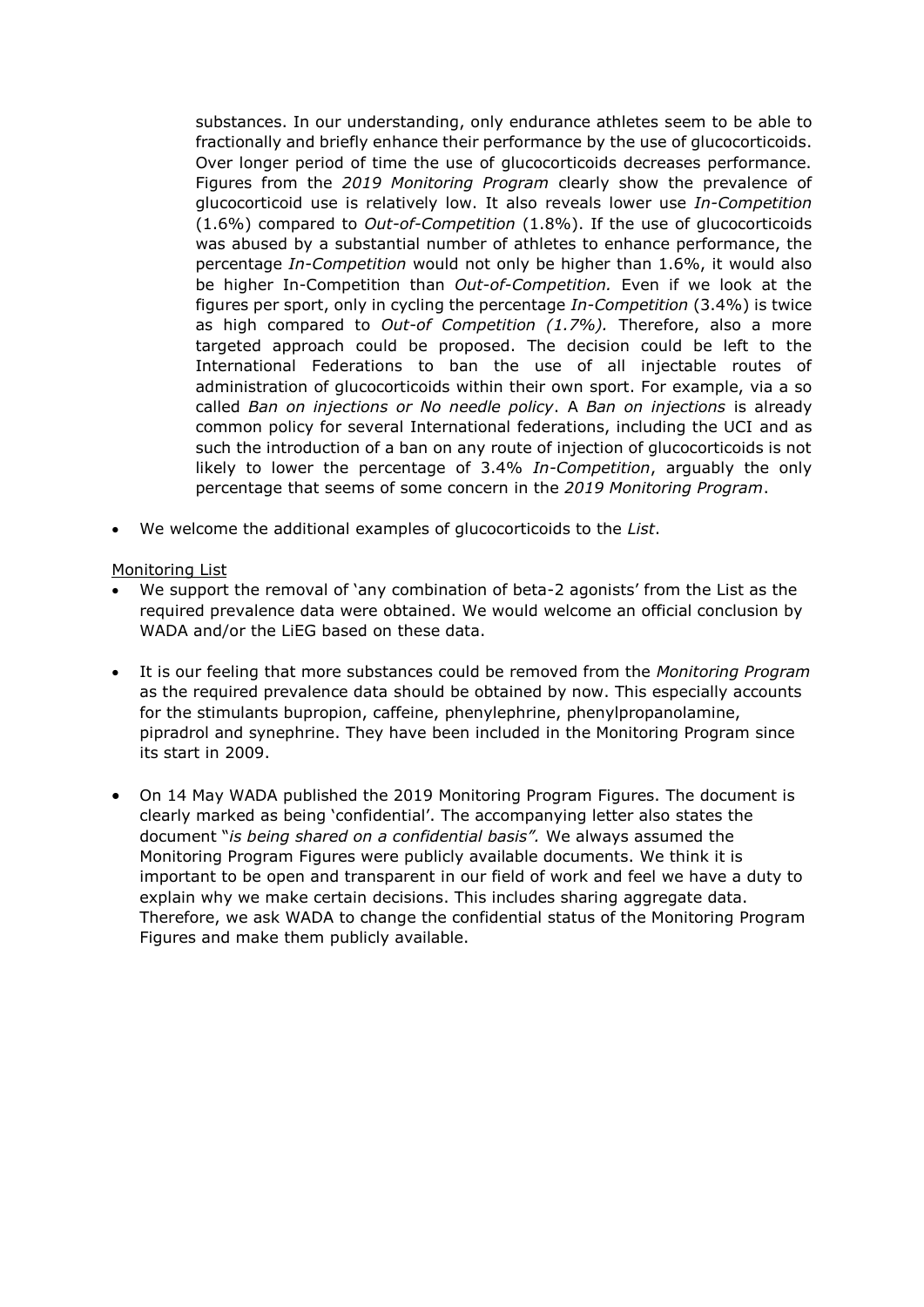substances. In our understanding, only endurance athletes seem to be able to fractionally and briefly enhance their performance by the use of glucocorticoids. Over longer period of time the use of glucocorticoids decreases performance. Figures from the *2019 Monitoring Program* clearly show the prevalence of glucocorticoid use is relatively low. It also reveals lower use *In-Competition* (1.6%) compared to *Out-of-Competition* (1.8%). If the use of glucocorticoids was abused by a substantial number of athletes to enhance performance, the percentage *In-Competition* would not only be higher than 1.6%, it would also be higher In-Competition than *Out-of-Competition.* Even if we look at the figures per sport, only in cycling the percentage *In-Competition* (3.4%) is twice as high compared to *Out-of Competition (1.7%).* Therefore, also a more targeted approach could be proposed. The decision could be left to the International Federations to ban the use of all injectable routes of administration of glucocorticoids within their own sport. For example, via a so called *Ban on injections or No needle policy*. A *Ban on injections* is already common policy for several International federations, including the UCI and as such the introduction of a ban on any route of injection of glucocorticoids is not likely to lower the percentage of 3.4% *In-Competition*, arguably the only percentage that seems of some concern in the *2019 Monitoring Program*.

- We welcome the additional examples of glucocorticoids to the *List*.

<u>Monitoring List</u>

- We support the removal of 'any combination of beta-2 agonists' from the List as the required prevalence data were obtained. We would welcome an official conclusion by WADA and/or the LiEG based on these data.

- It is our feeling that more substances could be removed from the *Monitoring Program* as the required prevalence data should be obtained by now. This especially accounts for the stimulants bupropion, caffeine, phenylephrine, phenylpropanolamine, pipradrol and synephrine. They have been included in the Monitoring Program since its start in 2009.

- On 14 May WADA published the 2019 Monitoring Program Figures. The document is clearly marked as being 'confidential'. The accompanying letter also states the document "*is being shared on a confidential basis".* We always assumed the Monitoring Program Figures were publicly available documents. We think it is important to be open and transparent in our field of work and feel we have a duty to explain why we make certain decisions. This includes sharing aggregate data. Therefore, we ask WADA to change the confidential status of the Monitoring Program Figures and make them publicly available.